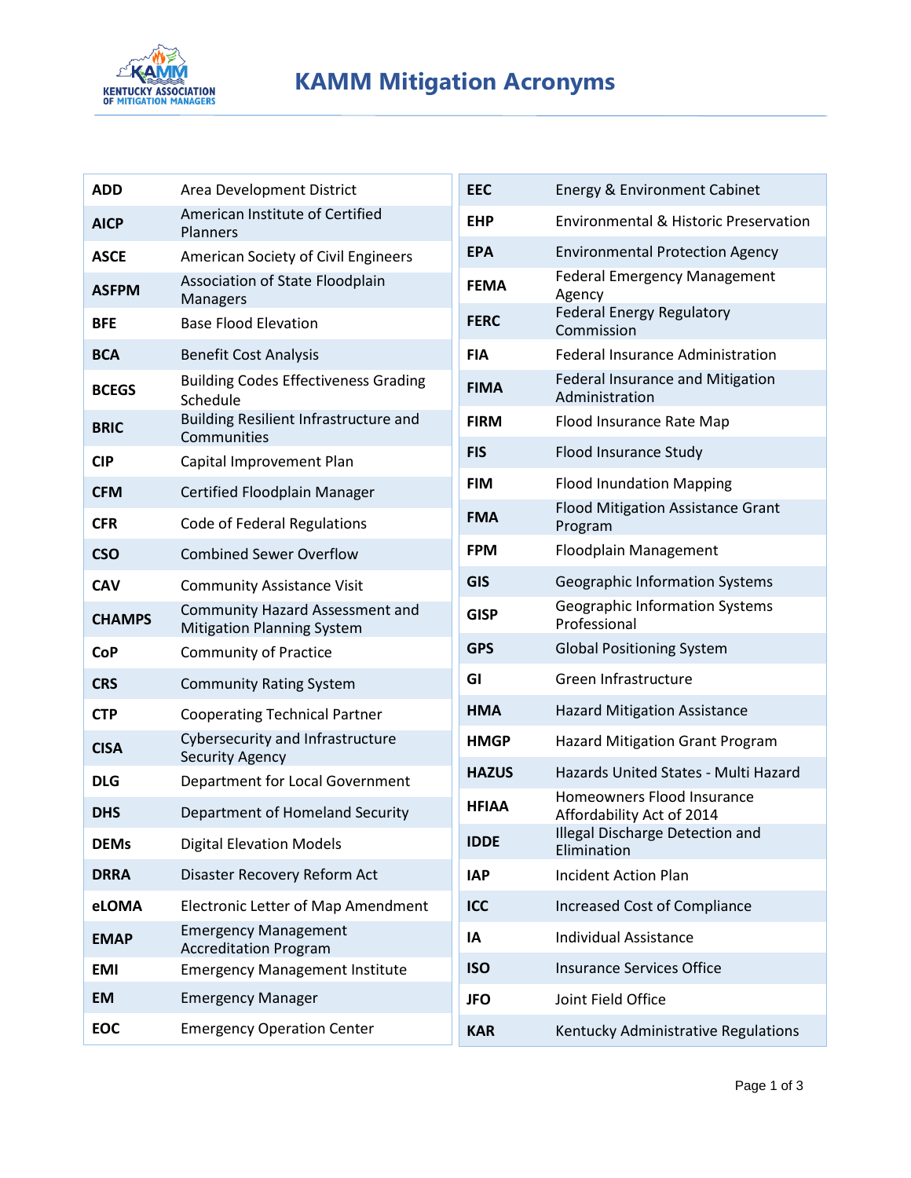# KAMM Mitigation Acronyms

| | |
|---|---|
| **ADD** | Area Development District |
| **AICP** | American Institute of Certified Planners |
| **ASCE** | American Society of Civil Engineers |
| **ASFPM** | Association of State Floodplain Managers |
| **BFE** | Base Flood Elevation |
| **BCA** | Benefit Cost Analysis |
| **BCEGS** | Building Codes Effectiveness Grading Schedule |
| **BRIC** | Building Resilient Infrastructure and Communities |
| **CIP** | Capital Improvement Plan |
| **CFM** | Certified Floodplain Manager |
| **CFR** | Code of Federal Regulations |
| **CSO** | Combined Sewer Overflow |
| **CAV** | Community Assistance Visit |
| **CHAMPS** | Community Hazard Assessment and Mitigation Planning System |
| **CoP** | Community of Practice |
| **CRS** | Community Rating System |
| **CTP** | Cooperating Technical Partner |
| **CISA** | Cybersecurity and Infrastructure Security Agency |
| **DLG** | Department for Local Government |
| **DHS** | Department of Homeland Security |
| **DEMs** | Digital Elevation Models |
| **DRRA** | Disaster Recovery Reform Act |
| **eLOMA** | Electronic Letter of Map Amendment |
| **EMAP** | Emergency Management Accreditation Program |
| **EMI** | Emergency Management Institute |
| **EM** | Emergency Manager |
| **EOC** | Emergency Operation Center |
| **EEC** | Energy & Environment Cabinet |
| **EHP** | Environmental & Historic Preservation |
| **EPA** | Environmental Protection Agency |
| **FEMA** | Federal Emergency Management Agency |
| **FERC** | Federal Energy Regulatory Commission |
| **FIA** | Federal Insurance Administration |
| **FIMA** | Federal Insurance and Mitigation Administration |
| **FIRM** | Flood Insurance Rate Map |
| **FIS** | Flood Insurance Study |
| **FIM** | Flood Inundation Mapping |
| **FMA** | Flood Mitigation Assistance Grant Program |
| **FPM** | Floodplain Management |
| **GIS** | Geographic Information Systems |
| **GISP** | Geographic Information Systems Professional |
| **GPS** | Global Positioning System |
| **GI** | Green Infrastructure |
| **HMA** | Hazard Mitigation Assistance |
| **HMGP** | Hazard Mitigation Grant Program |
| **HAZUS** | Hazards United States - Multi Hazard |
| **HFIAA** | Homeowners Flood Insurance Affordability Act of 2014 |
| **IDDE** | Illegal Discharge Detection and Elimination |
| **IAP** | Incident Action Plan |
| **ICC** | Increased Cost of Compliance |
| **IA** | Individual Assistance |
| **ISO** | Insurance Services Office |
| **JFO** | Joint Field Office |
| **KAR** | Kentucky Administrative Regulations |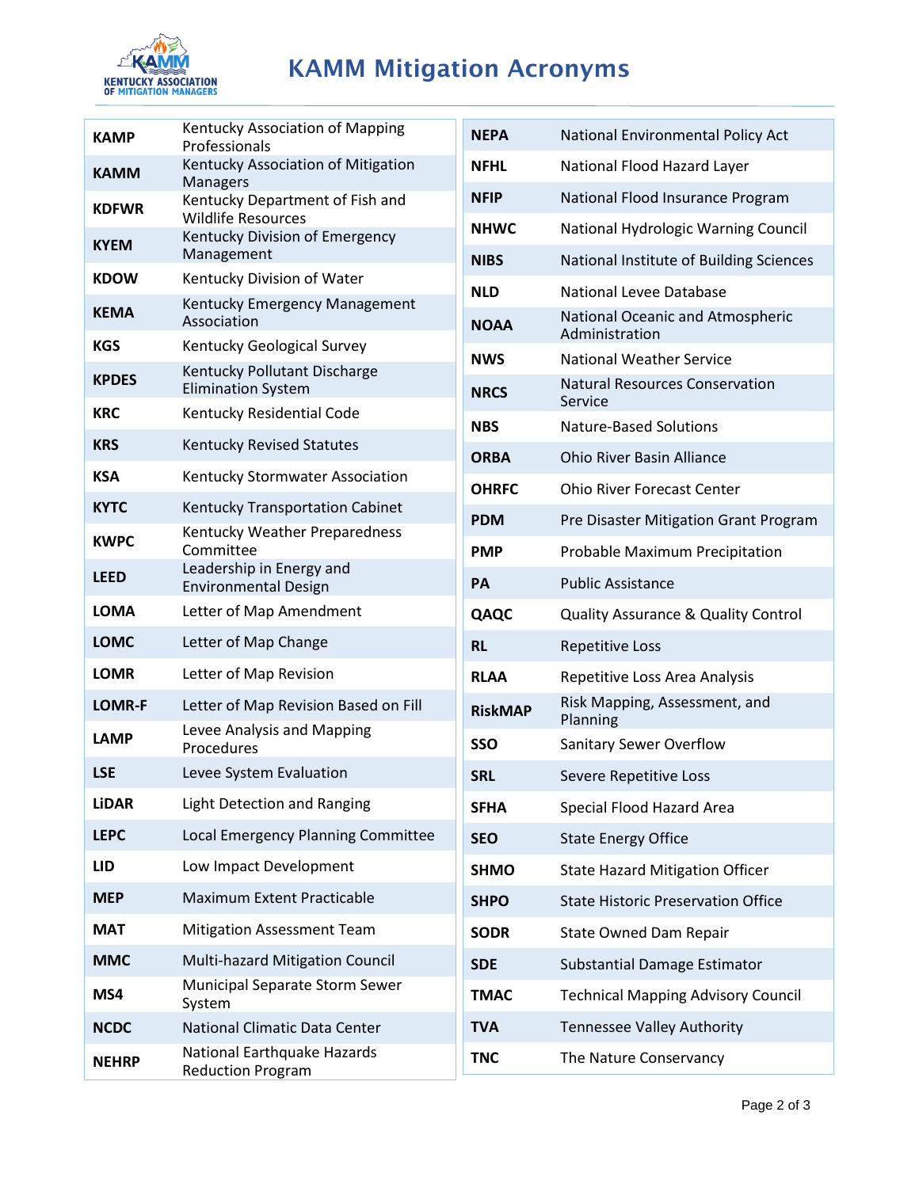# KAMM Mitigation Acronyms

| Acronym | Definition |
|---|---|
| **KAMP** | Kentucky Association of Mapping Professionals |
| **KAMM** | Kentucky Association of Mitigation Managers |
| **KDFWR** | Kentucky Department of Fish and Wildlife Resources |
| **KYEM** | Kentucky Division of Emergency Management |
| **KDOW** | Kentucky Division of Water |
| **KEMA** | Kentucky Emergency Management Association |
| **KGS** | Kentucky Geological Survey |
| **KPDES** | Kentucky Pollutant Discharge Elimination System |
| **KRC** | Kentucky Residential Code |
| **KRS** | Kentucky Revised Statutes |
| **KSA** | Kentucky Stormwater Association |
| **KYTC** | Kentucky Transportation Cabinet |
| **KWPC** | Kentucky Weather Preparedness Committee |
| **LEED** | Leadership in Energy and Environmental Design |
| **LOMA** | Letter of Map Amendment |
| **LOMC** | Letter of Map Change |
| **LOMR** | Letter of Map Revision |
| **LOMR-F** | Letter of Map Revision Based on Fill |
| **LAMP** | Levee Analysis and Mapping Procedures |
| **LSE** | Levee System Evaluation |
| **LiDAR** | Light Detection and Ranging |
| **LEPC** | Local Emergency Planning Committee |
| **LID** | Low Impact Development |
| **MEP** | Maximum Extent Practicable |
| **MAT** | Mitigation Assessment Team |
| **MMC** | Multi-hazard Mitigation Council |
| **MS4** | Municipal Separate Storm Sewer System |
| **NCDC** | National Climatic Data Center |
| **NEHRP** | National Earthquake Hazards Reduction Program |
| **NEPA** | National Environmental Policy Act |
| **NFHL** | National Flood Hazard Layer |
| **NFIP** | National Flood Insurance Program |
| **NHWC** | National Hydrologic Warning Council |
| **NIBS** | National Institute of Building Sciences |
| **NLD** | National Levee Database |
| **NOAA** | National Oceanic and Atmospheric Administration |
| **NWS** | National Weather Service |
| **NRCS** | Natural Resources Conservation Service |
| **NBS** | Nature-Based Solutions |
| **ORBA** | Ohio River Basin Alliance |
| **OHRFC** | Ohio River Forecast Center |
| **PDM** | Pre Disaster Mitigation Grant Program |
| **PMP** | Probable Maximum Precipitation |
| **PA** | Public Assistance |
| **QAQC** | Quality Assurance & Quality Control |
| **RL** | Repetitive Loss |
| **RLAA** | Repetitive Loss Area Analysis |
| **RiskMAP** | Risk Mapping, Assessment, and Planning |
| **SSO** | Sanitary Sewer Overflow |
| **SRL** | Severe Repetitive Loss |
| **SFHA** | Special Flood Hazard Area |
| **SEO** | State Energy Office |
| **SHMO** | State Hazard Mitigation Officer |
| **SHPO** | State Historic Preservation Office |
| **SODR** | State Owned Dam Repair |
| **SDE** | Substantial Damage Estimator |
| **TMAC** | Technical Mapping Advisory Council |
| **TVA** | Tennessee Valley Authority |
| **TNC** | The Nature Conservancy |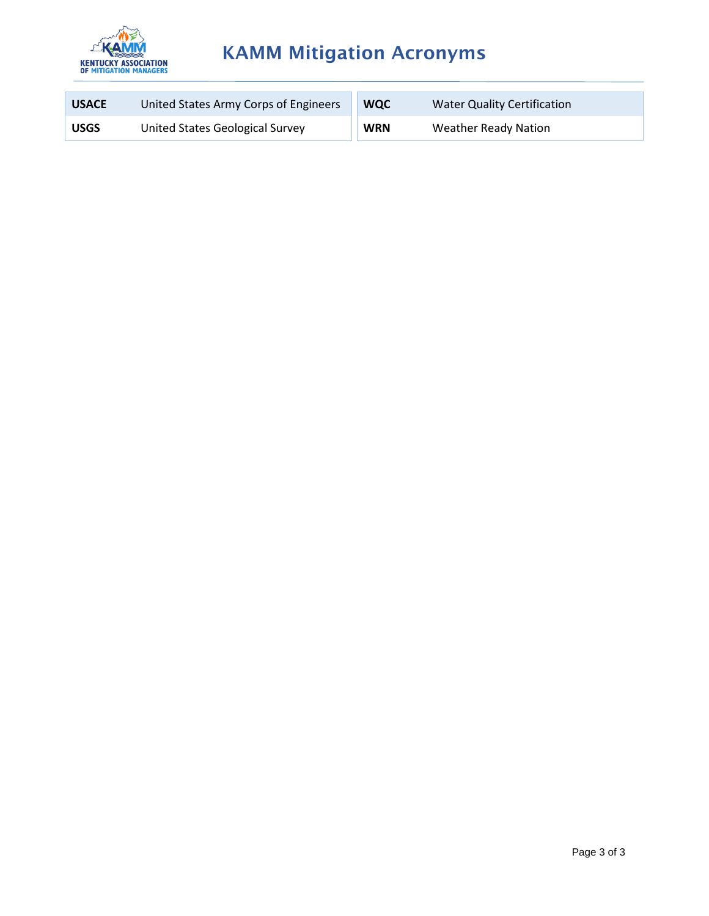# KAMM Mitigation Acronyms

| | | | |
|---|---|---|---|
| **USACE** | United States Army Corps of Engineers | **WQC** | Water Quality Certification |
| **USGS** | United States Geological Survey | **WRN** | Weather Ready Nation |